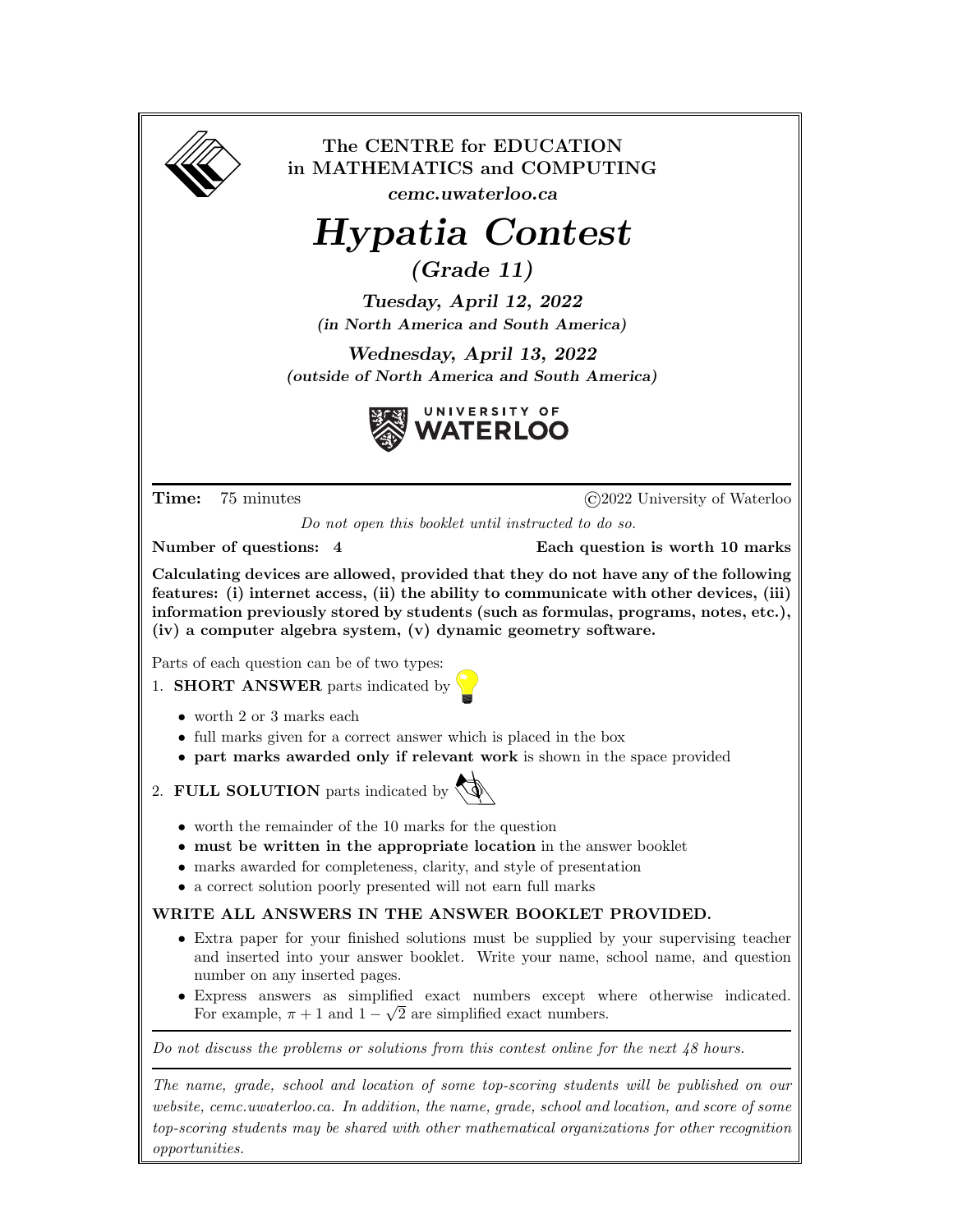The CENTRE for EDUCATION in MATHEMATICS and COMPUTING

*cemc.uwaterloo.ca*

# *Hypatia Contest*

## *(Grade 11)*

***Tuesday, April 12, 2022***
***(in North America and South America)***

***Wednesday, April 13, 2022***
***(outside of North America and South America)***

UNIVERSITY OF WATERLOO

**Time:** 75 minutes ©2022 University of Waterloo

*Do not open this booklet until instructed to do so.*

**Number of questions: 4** **Each question is worth 10 marks**

**Calculating devices are allowed, provided that they do not have any of the following features: (i) internet access, (ii) the ability to communicate with other devices, (iii) information previously stored by students (such as formulas, programs, notes, etc.), (iv) a computer algebra system, (v) dynamic geometry software.**

Parts of each question can be of two types:

1. **SHORT ANSWER** parts indicated by
   - worth 2 or 3 marks each
   - full marks given for a correct answer which is placed in the box
   - **part marks awarded only if relevant work** is shown in the space provided
2. **FULL SOLUTION** parts indicated by
   - worth the remainder of the 10 marks for the question
   - **must be written in the appropriate location** in the answer booklet
   - marks awarded for completeness, clarity, and style of presentation
   - a correct solution poorly presented will not earn full marks

**WRITE ALL ANSWERS IN THE ANSWER BOOKLET PROVIDED.**

- Extra paper for your finished solutions must be supplied by your supervising teacher and inserted into your answer booklet. Write your name, school name, and question number on any inserted pages.
- Express answers as simplified exact numbers except where otherwise indicated. For example, $\pi + 1$ and $1 - \sqrt{2}$ are simplified exact numbers.

*Do not discuss the problems or solutions from this contest online for the next 48 hours.*

*The name, grade, school and location of some top-scoring students will be published on our website, cemc.uwaterloo.ca. In addition, the name, grade, school and location, and score of some top-scoring students may be shared with other mathematical organizations for other recognition opportunities.*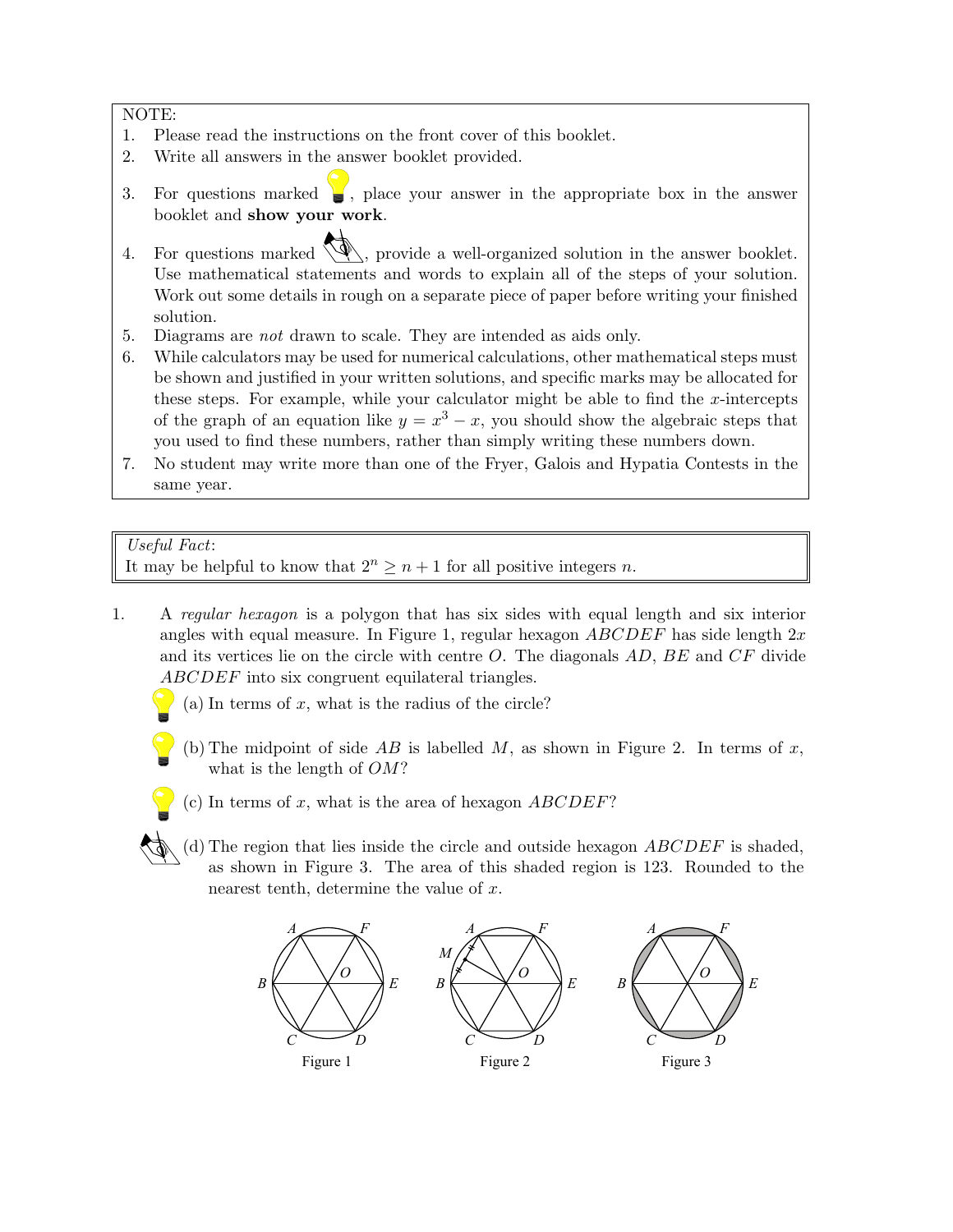NOTE:

1. Please read the instructions on the front cover of this booklet.
2. Write all answers in the answer booklet provided.
3. For questions marked with a lightbulb icon, place your answer in the appropriate box in the answer booklet and **show your work**.
4. For questions marked with a pencil icon, provide a well-organized solution in the answer booklet. Use mathematical statements and words to explain all of the steps of your solution. Work out some details in rough on a separate piece of paper before writing your finished solution.
5. Diagrams are *not* drawn to scale. They are intended as aids only.
6. While calculators may be used for numerical calculations, other mathematical steps must be shown and justified in your written solutions, and specific marks may be allocated for these steps. For example, while your calculator might be able to find the $x$-intercepts of the graph of an equation like $y = x^3 - x$, you should show the algebraic steps that you used to find these numbers, rather than simply writing these numbers down.
7. No student may write more than one of the Fryer, Galois and Hypatia Contests in the same year.

*Useful Fact*:
It may be helpful to know that $2^n \geq n + 1$ for all positive integers $n$.

1. A *regular hexagon* is a polygon that has six sides with equal length and six interior angles with equal measure. In Figure 1, regular hexagon $ABCDEF$ has side length $2x$ and its vertices lie on the circle with centre $O$. The diagonals $AD$, $BE$ and $CF$ divide $ABCDEF$ into six congruent equilateral triangles.

   (a) In terms of $x$, what is the radius of the circle?

   (b) The midpoint of side $AB$ is labelled $M$, as shown in Figure 2. In terms of $x$, what is the length of $OM$?

   (c) In terms of $x$, what is the area of hexagon $ABCDEF$?

   (d) The region that lies inside the circle and outside hexagon $ABCDEF$ is shaded, as shown in Figure 3. The area of this shaded region is 123. Rounded to the nearest tenth, determine the value of $x$.

Figure 1

Figure 2

Figure 3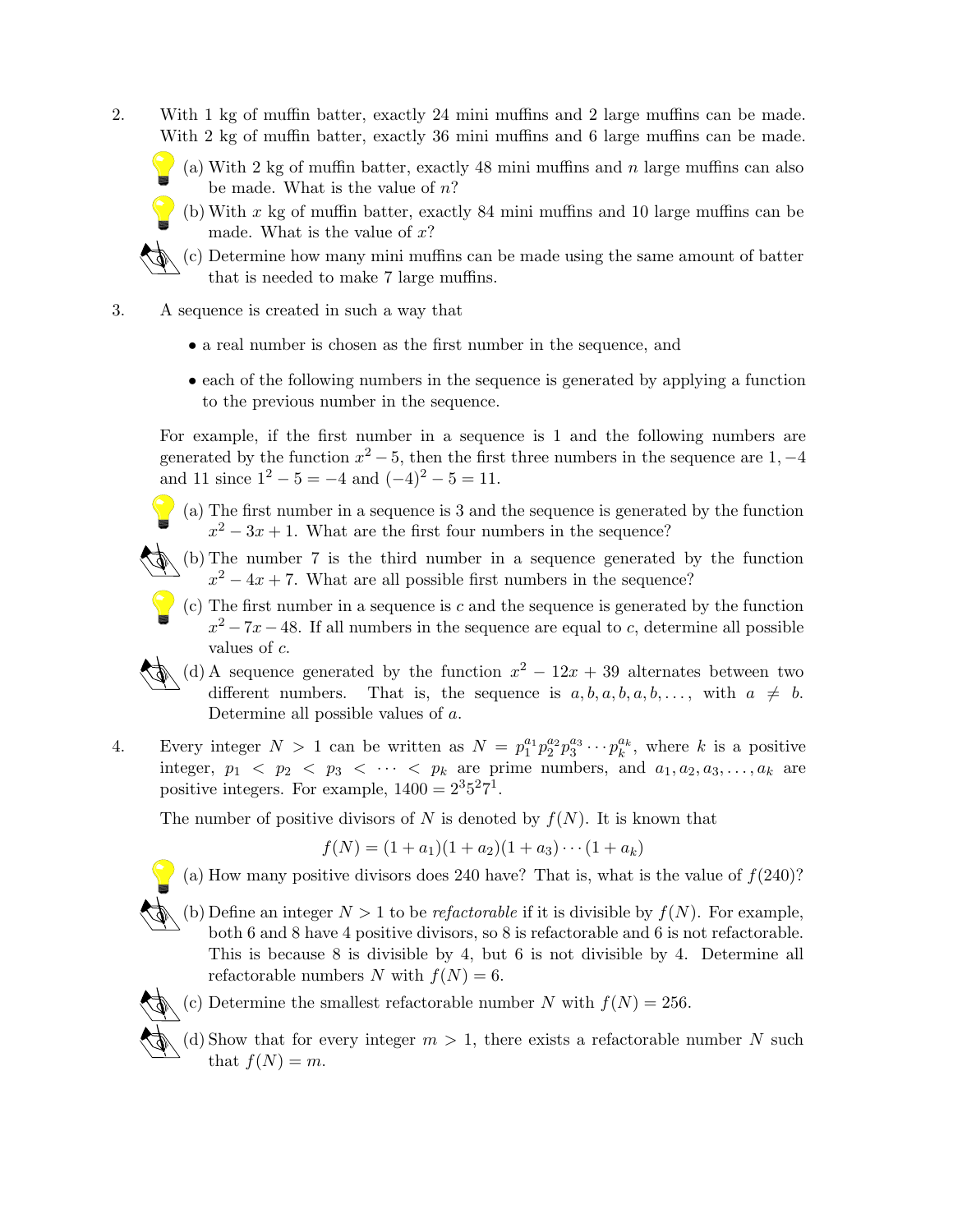2. With 1 kg of muffin batter, exactly 24 mini muffins and 2 large muffins can be made. With 2 kg of muffin batter, exactly 36 mini muffins and 6 large muffins can be made.

   (a) With 2 kg of muffin batter, exactly 48 mini muffins and $n$ large muffins can also be made. What is the value of $n$?

   (b) With $x$ kg of muffin batter, exactly 84 mini muffins and 10 large muffins can be made. What is the value of $x$?

   (c) Determine how many mini muffins can be made using the same amount of batter that is needed to make 7 large muffins.

3. A sequence is created in such a way that

   - a real number is chosen as the first number in the sequence, and
   - each of the following numbers in the sequence is generated by applying a function to the previous number in the sequence.

   For example, if the first number in a sequence is 1 and the following numbers are generated by the function $x^2 - 5$, then the first three numbers in the sequence are $1, -4$ and $11$ since $1^2 - 5 = -4$ and $(-4)^2 - 5 = 11$.

   (a) The first number in a sequence is 3 and the sequence is generated by the function $x^2 - 3x + 1$. What are the first four numbers in the sequence?

   (b) The number 7 is the third number in a sequence generated by the function $x^2 - 4x + 7$. What are all possible first numbers in the sequence?

   (c) The first number in a sequence is $c$ and the sequence is generated by the function $x^2 - 7x - 48$. If all numbers in the sequence are equal to $c$, determine all possible values of $c$.

   (d) A sequence generated by the function $x^2 - 12x + 39$ alternates between two different numbers. That is, the sequence is $a, b, a, b, a, b, \ldots$, with $a \neq b$. Determine all possible values of $a$.

4. Every integer $N > 1$ can be written as $N = p_1^{a_1} p_2^{a_2} p_3^{a_3} \cdots p_k^{a_k}$, where $k$ is a positive integer, $p_1 < p_2 < p_3 < \cdots < p_k$ are prime numbers, and $a_1, a_2, a_3, \ldots, a_k$ are positive integers. For example, $1400 = 2^3 5^2 7^1$.

   The number of positive divisors of $N$ is denoted by $f(N)$. It is known that

   $$f(N) = (1 + a_1)(1 + a_2)(1 + a_3) \cdots (1 + a_k)$$

   (a) How many positive divisors does 240 have? That is, what is the value of $f(240)$?

   (b) Define an integer $N > 1$ to be *refactorable* if it is divisible by $f(N)$. For example, both 6 and 8 have 4 positive divisors, so 8 is refactorable and 6 is not refactorable. This is because 8 is divisible by 4, but 6 is not divisible by 4. Determine all refactorable numbers $N$ with $f(N) = 6$.

   (c) Determine the smallest refactorable number $N$ with $f(N) = 256$.

   (d) Show that for every integer $m > 1$, there exists a refactorable number $N$ such that $f(N) = m$.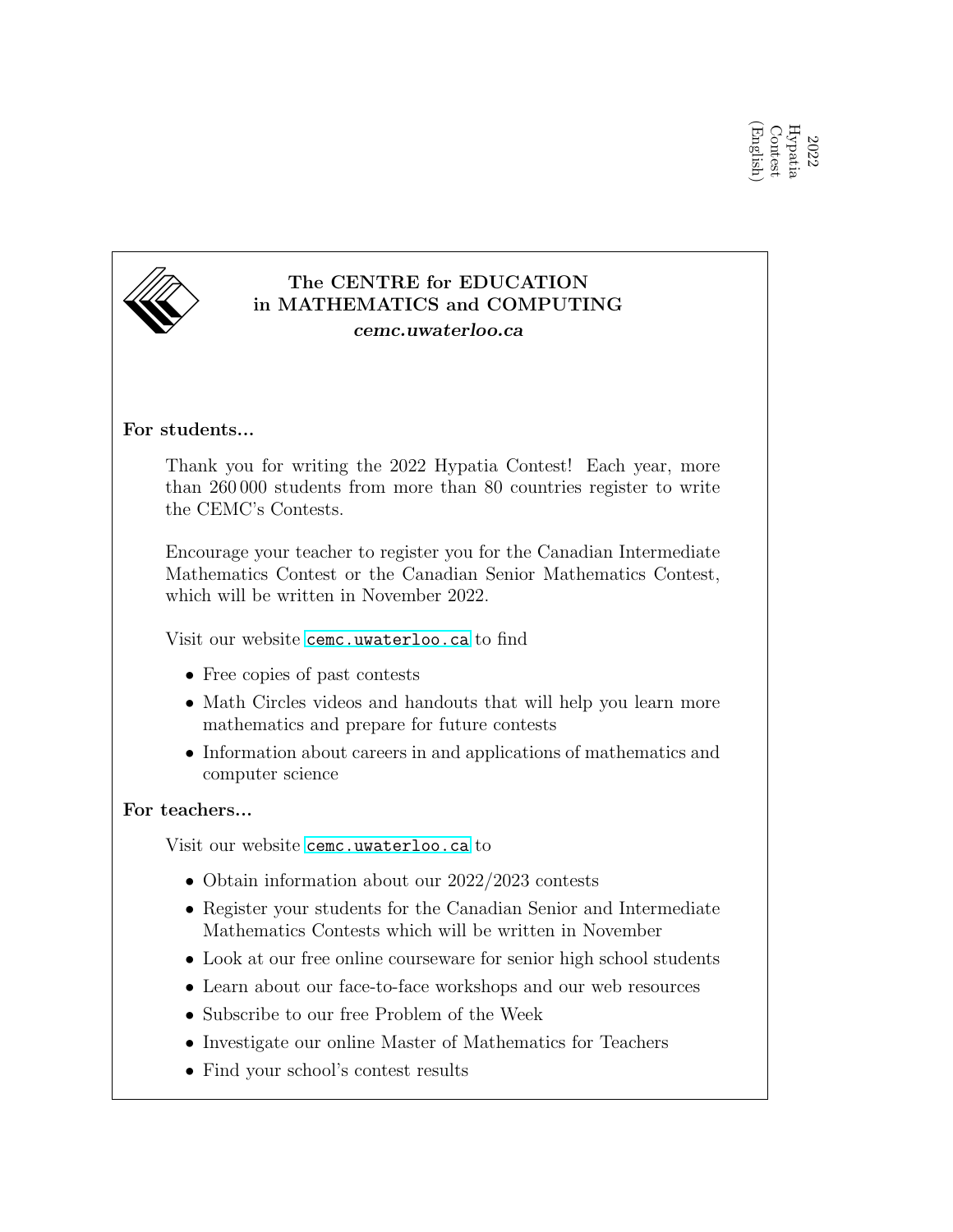2022 Hypatia Contest (English)

**The CENTRE for EDUCATION in MATHEMATICS and COMPUTING**

***cemc.uwaterloo.ca***

**For students...**

Thank you for writing the 2022 Hypatia Contest! Each year, more than 260 000 students from more than 80 countries register to write the CEMC's Contests.

Encourage your teacher to register you for the Canadian Intermediate Mathematics Contest or the Canadian Senior Mathematics Contest, which will be written in November 2022.

Visit our website `cemc.uwaterloo.ca` to find

- Free copies of past contests
- Math Circles videos and handouts that will help you learn more mathematics and prepare for future contests
- Information about careers in and applications of mathematics and computer science

**For teachers...**

Visit our website `cemc.uwaterloo.ca` to

- Obtain information about our 2022/2023 contests
- Register your students for the Canadian Senior and Intermediate Mathematics Contests which will be written in November
- Look at our free online courseware for senior high school students
- Learn about our face-to-face workshops and our web resources
- Subscribe to our free Problem of the Week
- Investigate our online Master of Mathematics for Teachers
- Find your school's contest results